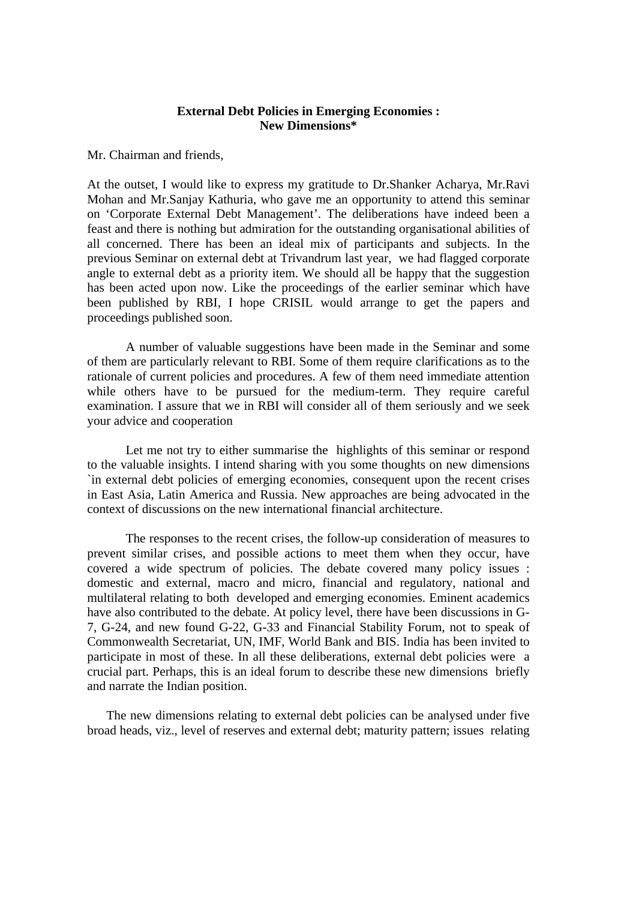**External Debt Policies in Emerging Economies : New Dimensions***

Mr. Chairman and friends,

At the outset, I would like to express my gratitude to Dr.Shanker Acharya, Mr.Ravi Mohan and Mr.Sanjay Kathuria, who gave me an opportunity to attend this seminar on 'Corporate External Debt Management'. The deliberations have indeed been a feast and there is nothing but admiration for the outstanding organisational abilities of all concerned. There has been an ideal mix of participants and subjects. In the previous Seminar on external debt at Trivandrum last year, we had flagged corporate angle to external debt as a priority item. We should all be happy that the suggestion has been acted upon now. Like the proceedings of the earlier seminar which have been published by RBI, I hope CRISIL would arrange to get the papers and proceedings published soon.

A number of valuable suggestions have been made in the Seminar and some of them are particularly relevant to RBI. Some of them require clarifications as to the rationale of current policies and procedures. A few of them need immediate attention while others have to be pursued for the medium-term. They require careful examination. I assure that we in RBI will consider all of them seriously and we seek your advice and cooperation

Let me not try to either summarise the highlights of this seminar or respond to the valuable insights. I intend sharing with you some thoughts on new dimensions `in external debt policies of emerging economies, consequent upon the recent crises in East Asia, Latin America and Russia. New approaches are being advocated in the context of discussions on the new international financial architecture.

The responses to the recent crises, the follow-up consideration of measures to prevent similar crises, and possible actions to meet them when they occur, have covered a wide spectrum of policies. The debate covered many policy issues : domestic and external, macro and micro, financial and regulatory, national and multilateral relating to both developed and emerging economies. Eminent academics have also contributed to the debate. At policy level, there have been discussions in G-7, G-24, and new found G-22, G-33 and Financial Stability Forum, not to speak of Commonwealth Secretariat, UN, IMF, World Bank and BIS. India has been invited to participate in most of these. In all these deliberations, external debt policies were a crucial part. Perhaps, this is an ideal forum to describe these new dimensions briefly and narrate the Indian position.

The new dimensions relating to external debt policies can be analysed under five broad heads, viz., level of reserves and external debt; maturity pattern; issues relating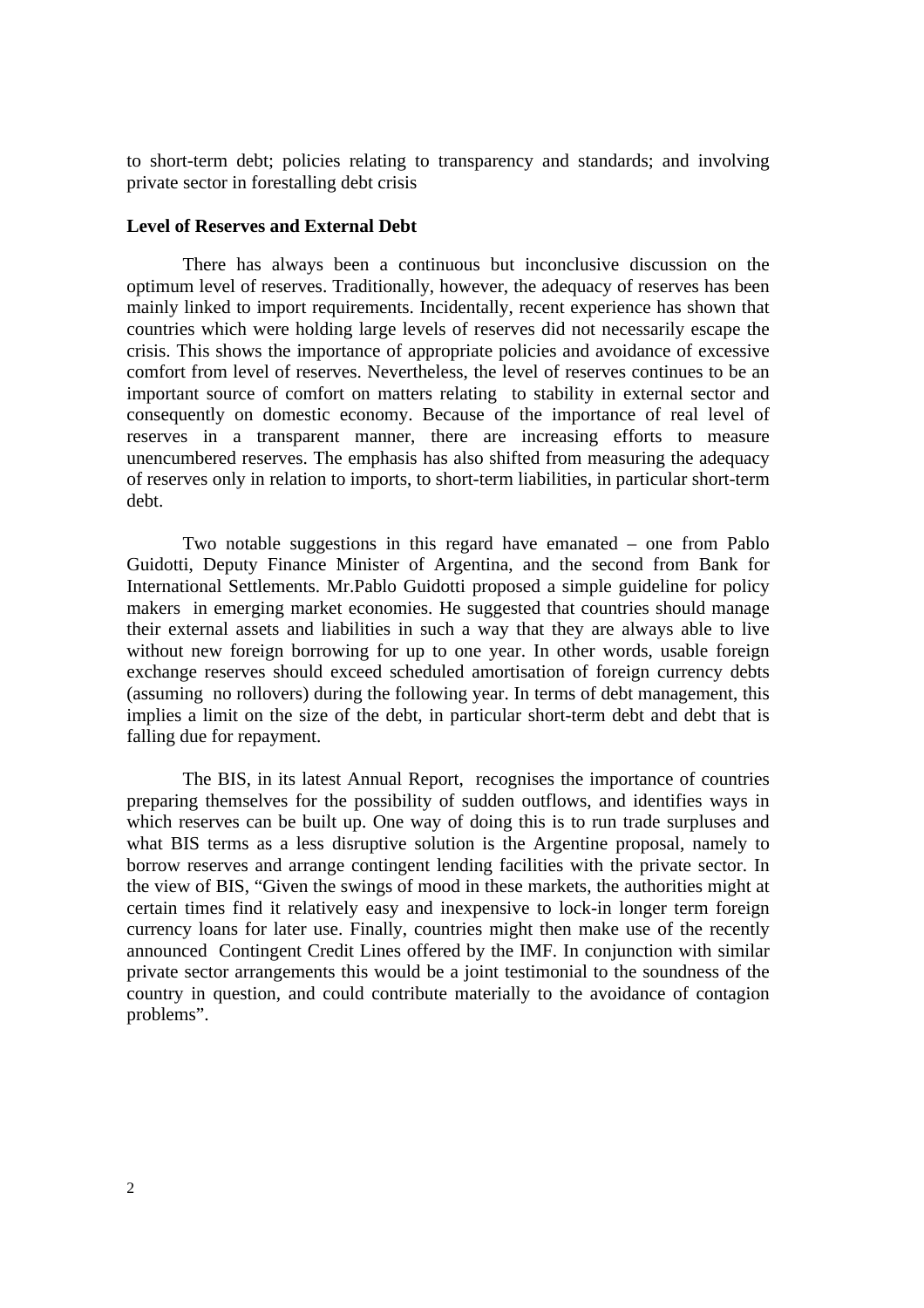to short-term debt; policies relating to transparency and standards; and involving private sector in forestalling debt crisis

**Level of Reserves and External Debt**

There has always been a continuous but inconclusive discussion on the optimum level of reserves. Traditionally, however, the adequacy of reserves has been mainly linked to import requirements. Incidentally, recent experience has shown that countries which were holding large levels of reserves did not necessarily escape the crisis. This shows the importance of appropriate policies and avoidance of excessive comfort from level of reserves. Nevertheless, the level of reserves continues to be an important source of comfort on matters relating to stability in external sector and consequently on domestic economy. Because of the importance of real level of reserves in a transparent manner, there are increasing efforts to measure unencumbered reserves. The emphasis has also shifted from measuring the adequacy of reserves only in relation to imports, to short-term liabilities, in particular short-term debt.

Two notable suggestions in this regard have emanated – one from Pablo Guidotti, Deputy Finance Minister of Argentina, and the second from Bank for International Settlements. Mr.Pablo Guidotti proposed a simple guideline for policy makers in emerging market economies. He suggested that countries should manage their external assets and liabilities in such a way that they are always able to live without new foreign borrowing for up to one year. In other words, usable foreign exchange reserves should exceed scheduled amortisation of foreign currency debts (assuming no rollovers) during the following year. In terms of debt management, this implies a limit on the size of the debt, in particular short-term debt and debt that is falling due for repayment.

The BIS, in its latest Annual Report, recognises the importance of countries preparing themselves for the possibility of sudden outflows, and identifies ways in which reserves can be built up. One way of doing this is to run trade surpluses and what BIS terms as a less disruptive solution is the Argentine proposal, namely to borrow reserves and arrange contingent lending facilities with the private sector. In the view of BIS, "Given the swings of mood in these markets, the authorities might at certain times find it relatively easy and inexpensive to lock-in longer term foreign currency loans for later use. Finally, countries might then make use of the recently announced Contingent Credit Lines offered by the IMF. In conjunction with similar private sector arrangements this would be a joint testimonial to the soundness of the country in question, and could contribute materially to the avoidance of contagion problems".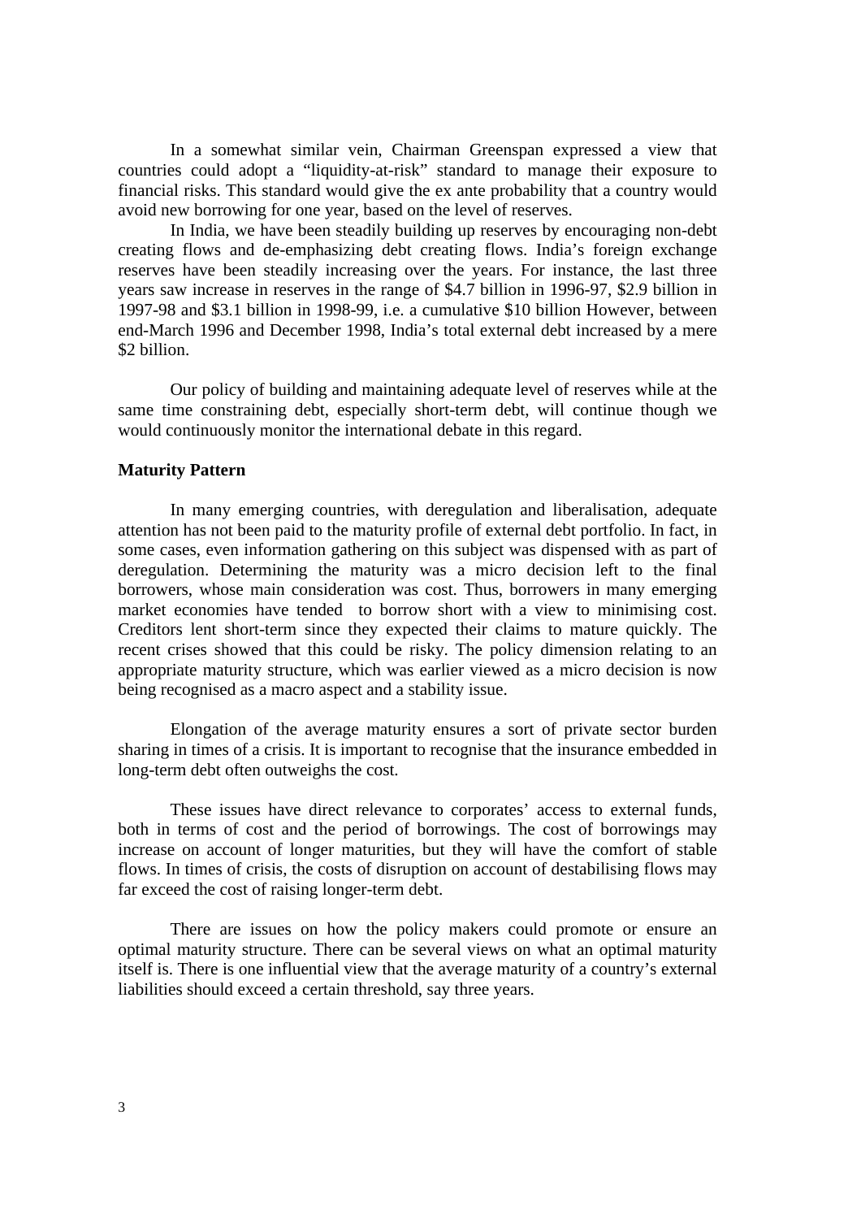In a somewhat similar vein, Chairman Greenspan expressed a view that countries could adopt a "liquidity-at-risk" standard to manage their exposure to financial risks. This standard would give the ex ante probability that a country would avoid new borrowing for one year, based on the level of reserves.

In India, we have been steadily building up reserves by encouraging non-debt creating flows and de-emphasizing debt creating flows. India's foreign exchange reserves have been steadily increasing over the years. For instance, the last three years saw increase in reserves in the range of $4.7 billion in 1996-97, $2.9 billion in 1997-98 and $3.1 billion in 1998-99, i.e. a cumulative $10 billion However, between end-March 1996 and December 1998, India's total external debt increased by a mere $2 billion.

Our policy of building and maintaining adequate level of reserves while at the same time constraining debt, especially short-term debt, will continue though we would continuously monitor the international debate in this regard.

**Maturity Pattern**

In many emerging countries, with deregulation and liberalisation, adequate attention has not been paid to the maturity profile of external debt portfolio. In fact, in some cases, even information gathering on this subject was dispensed with as part of deregulation. Determining the maturity was a micro decision left to the final borrowers, whose main consideration was cost. Thus, borrowers in many emerging market economies have tended to borrow short with a view to minimising cost. Creditors lent short-term since they expected their claims to mature quickly. The recent crises showed that this could be risky. The policy dimension relating to an appropriate maturity structure, which was earlier viewed as a micro decision is now being recognised as a macro aspect and a stability issue.

Elongation of the average maturity ensures a sort of private sector burden sharing in times of a crisis. It is important to recognise that the insurance embedded in long-term debt often outweighs the cost.

These issues have direct relevance to corporates' access to external funds, both in terms of cost and the period of borrowings. The cost of borrowings may increase on account of longer maturities, but they will have the comfort of stable flows. In times of crisis, the costs of disruption on account of destabilising flows may far exceed the cost of raising longer-term debt.

There are issues on how the policy makers could promote or ensure an optimal maturity structure. There can be several views on what an optimal maturity itself is. There is one influential view that the average maturity of a country's external liabilities should exceed a certain threshold, say three years.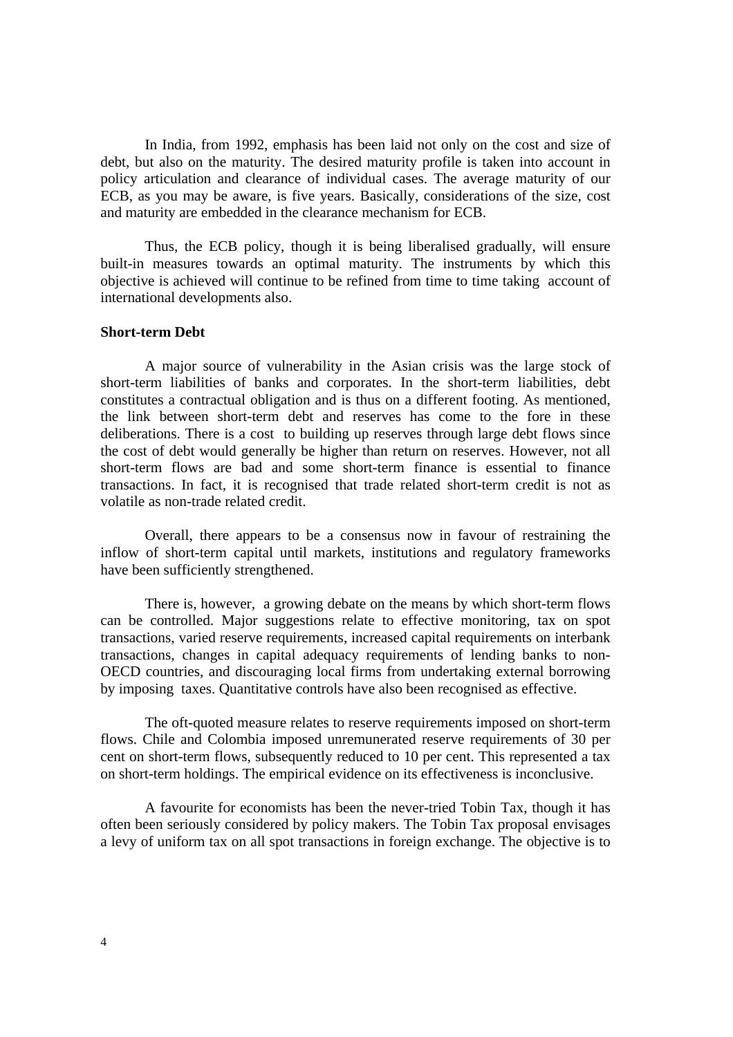In India, from 1992, emphasis has been laid not only on the cost and size of debt, but also on the maturity. The desired maturity profile is taken into account in policy articulation and clearance of individual cases. The average maturity of our ECB, as you may be aware, is five years. Basically, considerations of the size, cost and maturity are embedded in the clearance mechanism for ECB.

Thus, the ECB policy, though it is being liberalised gradually, will ensure built-in measures towards an optimal maturity. The instruments by which this objective is achieved will continue to be refined from time to time taking account of international developments also.

**Short-term Debt**

A major source of vulnerability in the Asian crisis was the large stock of short-term liabilities of banks and corporates. In the short-term liabilities, debt constitutes a contractual obligation and is thus on a different footing. As mentioned, the link between short-term debt and reserves has come to the fore in these deliberations. There is a cost to building up reserves through large debt flows since the cost of debt would generally be higher than return on reserves. However, not all short-term flows are bad and some short-term finance is essential to finance transactions. In fact, it is recognised that trade related short-term credit is not as volatile as non-trade related credit.

Overall, there appears to be a consensus now in favour of restraining the inflow of short-term capital until markets, institutions and regulatory frameworks have been sufficiently strengthened.

There is, however, a growing debate on the means by which short-term flows can be controlled. Major suggestions relate to effective monitoring, tax on spot transactions, varied reserve requirements, increased capital requirements on interbank transactions, changes in capital adequacy requirements of lending banks to non-OECD countries, and discouraging local firms from undertaking external borrowing by imposing taxes. Quantitative controls have also been recognised as effective.

The oft-quoted measure relates to reserve requirements imposed on short-term flows. Chile and Colombia imposed unremunerated reserve requirements of 30 per cent on short-term flows, subsequently reduced to 10 per cent. This represented a tax on short-term holdings. The empirical evidence on its effectiveness is inconclusive.

A favourite for economists has been the never-tried Tobin Tax, though it has often been seriously considered by policy makers. The Tobin Tax proposal envisages a levy of uniform tax on all spot transactions in foreign exchange. The objective is to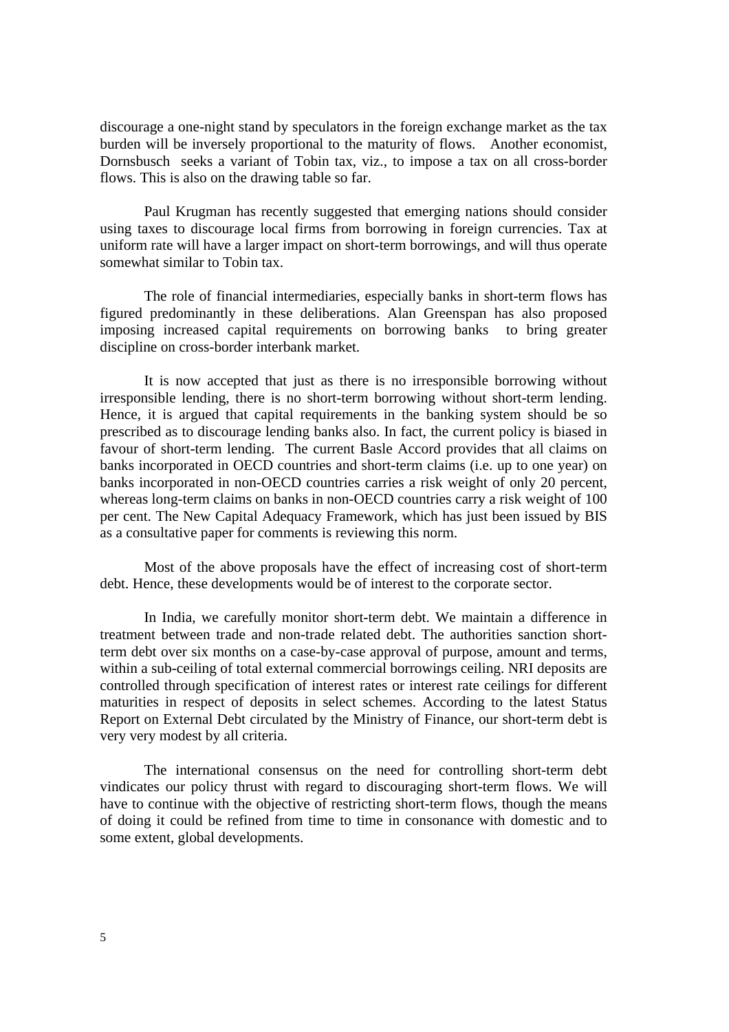discourage a one-night stand by speculators in the foreign exchange market as the tax burden will be inversely proportional to the maturity of flows. Another economist, Dornsbusch seeks a variant of Tobin tax, viz., to impose a tax on all cross-border flows. This is also on the drawing table so far.

Paul Krugman has recently suggested that emerging nations should consider using taxes to discourage local firms from borrowing in foreign currencies. Tax at uniform rate will have a larger impact on short-term borrowings, and will thus operate somewhat similar to Tobin tax.

The role of financial intermediaries, especially banks in short-term flows has figured predominantly in these deliberations. Alan Greenspan has also proposed imposing increased capital requirements on borrowing banks to bring greater discipline on cross-border interbank market.

It is now accepted that just as there is no irresponsible borrowing without irresponsible lending, there is no short-term borrowing without short-term lending. Hence, it is argued that capital requirements in the banking system should be so prescribed as to discourage lending banks also. In fact, the current policy is biased in favour of short-term lending. The current Basle Accord provides that all claims on banks incorporated in OECD countries and short-term claims (i.e. up to one year) on banks incorporated in non-OECD countries carries a risk weight of only 20 percent, whereas long-term claims on banks in non-OECD countries carry a risk weight of 100 per cent. The New Capital Adequacy Framework, which has just been issued by BIS as a consultative paper for comments is reviewing this norm.

Most of the above proposals have the effect of increasing cost of short-term debt. Hence, these developments would be of interest to the corporate sector.

In India, we carefully monitor short-term debt. We maintain a difference in treatment between trade and non-trade related debt. The authorities sanction short-term debt over six months on a case-by-case approval of purpose, amount and terms, within a sub-ceiling of total external commercial borrowings ceiling. NRI deposits are controlled through specification of interest rates or interest rate ceilings for different maturities in respect of deposits in select schemes. According to the latest Status Report on External Debt circulated by the Ministry of Finance, our short-term debt is very very modest by all criteria.

The international consensus on the need for controlling short-term debt vindicates our policy thrust with regard to discouraging short-term flows. We will have to continue with the objective of restricting short-term flows, though the means of doing it could be refined from time to time in consonance with domestic and to some extent, global developments.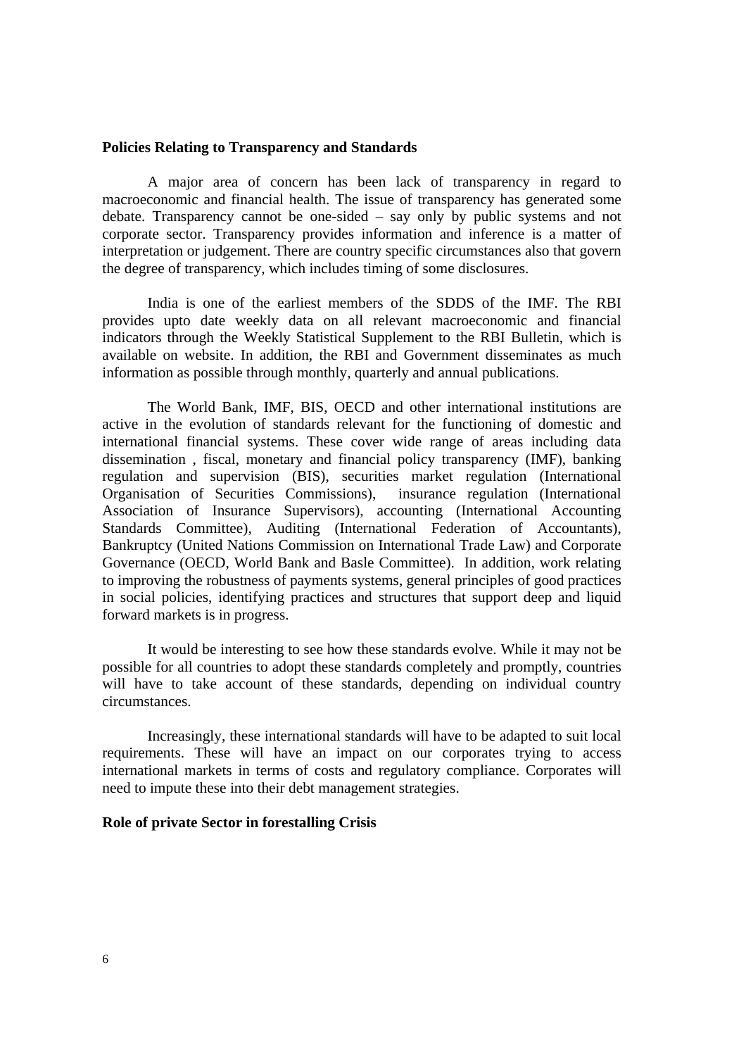**Policies Relating to Transparency and Standards**

A major area of concern has been lack of transparency in regard to macroeconomic and financial health. The issue of transparency has generated some debate. Transparency cannot be one-sided – say only by public systems and not corporate sector. Transparency provides information and inference is a matter of interpretation or judgement. There are country specific circumstances also that govern the degree of transparency, which includes timing of some disclosures.

India is one of the earliest members of the SDDS of the IMF. The RBI provides upto date weekly data on all relevant macroeconomic and financial indicators through the Weekly Statistical Supplement to the RBI Bulletin, which is available on website. In addition, the RBI and Government disseminates as much information as possible through monthly, quarterly and annual publications.

The World Bank, IMF, BIS, OECD and other international institutions are active in the evolution of standards relevant for the functioning of domestic and international financial systems. These cover wide range of areas including data dissemination , fiscal, monetary and financial policy transparency (IMF), banking regulation and supervision (BIS), securities market regulation (International Organisation of Securities Commissions), insurance regulation (International Association of Insurance Supervisors), accounting (International Accounting Standards Committee), Auditing (International Federation of Accountants), Bankruptcy (United Nations Commission on International Trade Law) and Corporate Governance (OECD, World Bank and Basle Committee). In addition, work relating to improving the robustness of payments systems, general principles of good practices in social policies, identifying practices and structures that support deep and liquid forward markets is in progress.

It would be interesting to see how these standards evolve. While it may not be possible for all countries to adopt these standards completely and promptly, countries will have to take account of these standards, depending on individual country circumstances.

Increasingly, these international standards will have to be adapted to suit local requirements. These will have an impact on our corporates trying to access international markets in terms of costs and regulatory compliance. Corporates will need to impute these into their debt management strategies.

**Role of private Sector in forestalling Crisis**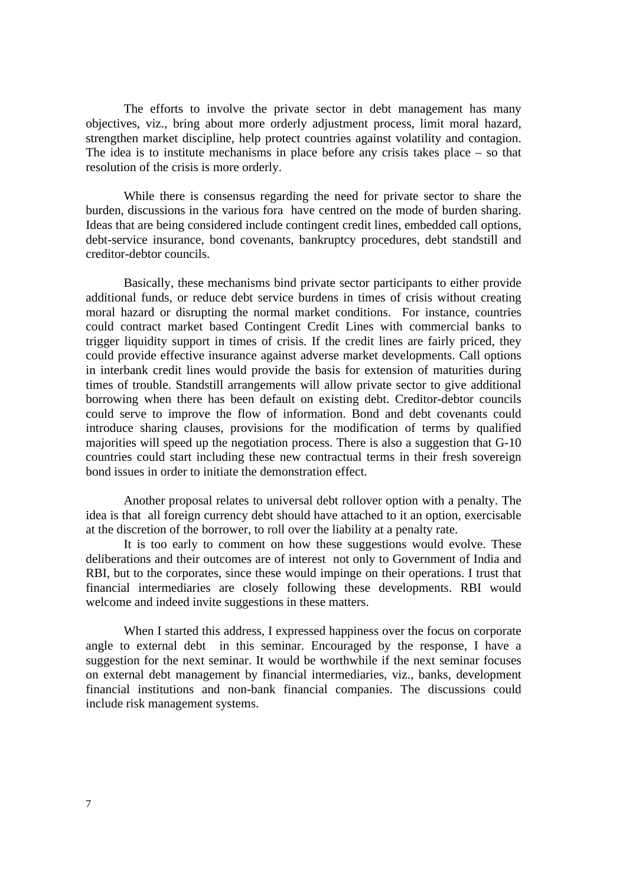The efforts to involve the private sector in debt management has many objectives, viz., bring about more orderly adjustment process, limit moral hazard, strengthen market discipline, help protect countries against volatility and contagion. The idea is to institute mechanisms in place before any crisis takes place – so that resolution of the crisis is more orderly.

While there is consensus regarding the need for private sector to share the burden, discussions in the various fora have centred on the mode of burden sharing. Ideas that are being considered include contingent credit lines, embedded call options, debt-service insurance, bond covenants, bankruptcy procedures, debt standstill and creditor-debtor councils.

Basically, these mechanisms bind private sector participants to either provide additional funds, or reduce debt service burdens in times of crisis without creating moral hazard or disrupting the normal market conditions. For instance, countries could contract market based Contingent Credit Lines with commercial banks to trigger liquidity support in times of crisis. If the credit lines are fairly priced, they could provide effective insurance against adverse market developments. Call options in interbank credit lines would provide the basis for extension of maturities during times of trouble. Standstill arrangements will allow private sector to give additional borrowing when there has been default on existing debt. Creditor-debtor councils could serve to improve the flow of information. Bond and debt covenants could introduce sharing clauses, provisions for the modification of terms by qualified majorities will speed up the negotiation process. There is also a suggestion that G-10 countries could start including these new contractual terms in their fresh sovereign bond issues in order to initiate the demonstration effect.

Another proposal relates to universal debt rollover option with a penalty. The idea is that all foreign currency debt should have attached to it an option, exercisable at the discretion of the borrower, to roll over the liability at a penalty rate.

It is too early to comment on how these suggestions would evolve. These deliberations and their outcomes are of interest not only to Government of India and RBI, but to the corporates, since these would impinge on their operations. I trust that financial intermediaries are closely following these developments. RBI would welcome and indeed invite suggestions in these matters.

When I started this address, I expressed happiness over the focus on corporate angle to external debt in this seminar. Encouraged by the response, I have a suggestion for the next seminar. It would be worthwhile if the next seminar focuses on external debt management by financial intermediaries, viz., banks, development financial institutions and non-bank financial companies. The discussions could include risk management systems.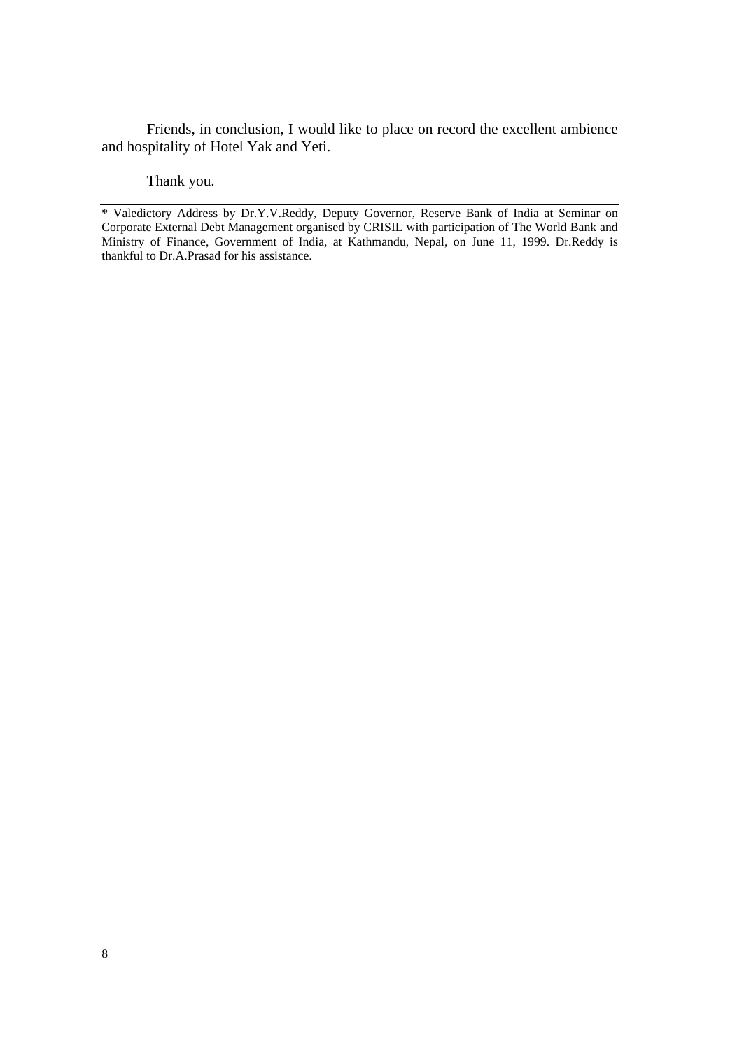Friends, in conclusion, I would like to place on record the excellent ambience and hospitality of Hotel Yak and Yeti.

Thank you.

---

* Valedictory Address by Dr.Y.V.Reddy, Deputy Governor, Reserve Bank of India at Seminar on Corporate External Debt Management organised by CRISIL with participation of The World Bank and Ministry of Finance, Government of India, at Kathmandu, Nepal, on June 11, 1999. Dr.Reddy is thankful to Dr.A.Prasad for his assistance.